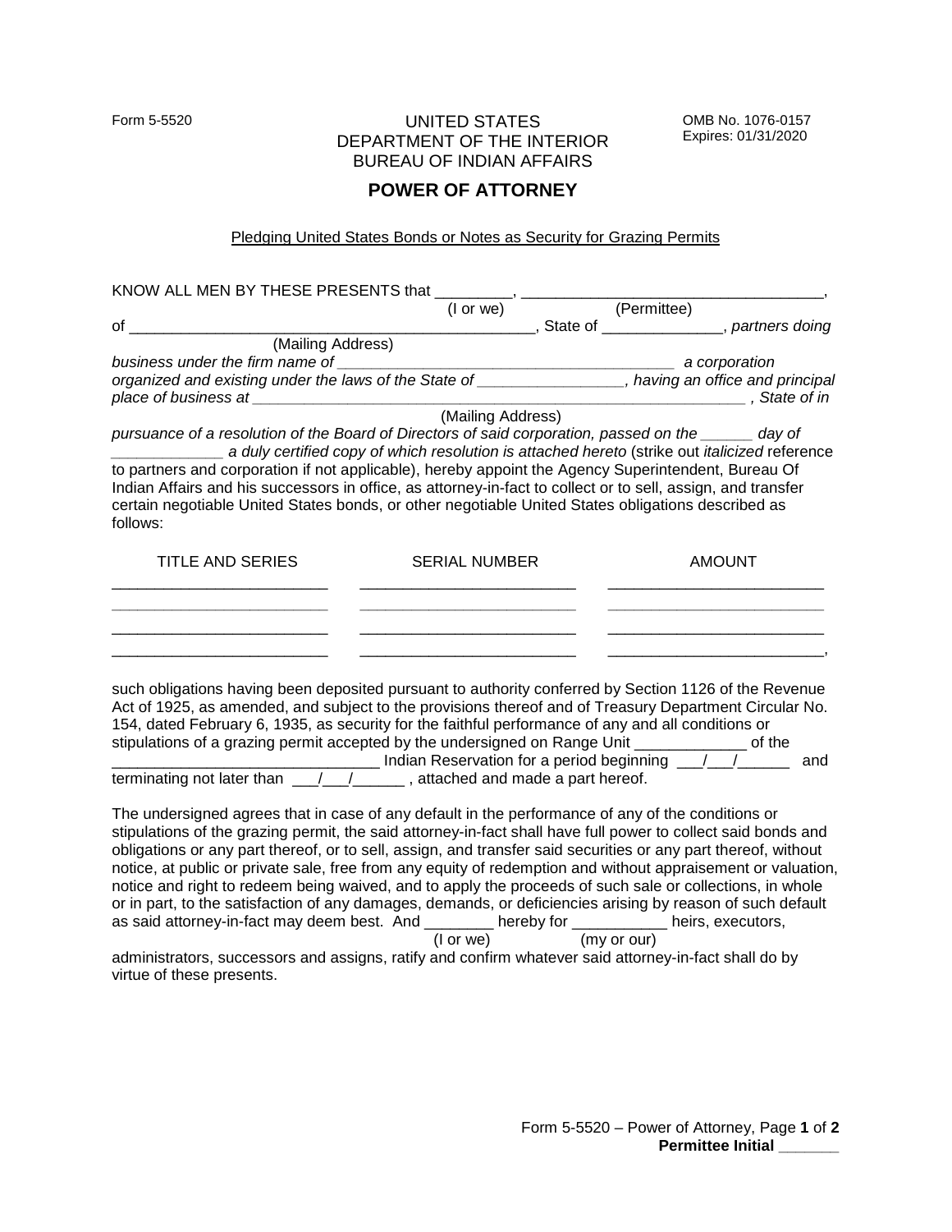Form 5-5520

UNITED STATES
DEPARTMENT OF THE INTERIOR
BUREAU OF INDIAN AFFAIRS

OMB No. 1076-0157
Expires: 01/31/2020

# POWER OF ATTORNEY

Pledging United States Bonds or Notes as Security for Grazing Permits

KNOW ALL MEN BY THESE PRESENTS that _________, ___________________________________,
(I or we) (Permittee)
of _______________________________________________, State of ______________, *partners doing business under the firm name of _______________________________________ a corporation organized and existing under the laws of the State of ________________, having an office and principal place of business at ___________________________________________________ , State of in*
(Mailing Address)
*pursuance of a resolution of the Board of Directors of said corporation, passed on the ______ day of _____________ a duly certified copy of which resolution is attached hereto* (strike out *italicized* reference to partners and corporation if not applicable), hereby appoint the Agency Superintendent, Bureau Of Indian Affairs and his successors in office, as attorney-in-fact to collect or to sell, assign, and transfer certain negotiable United States bonds, or other negotiable United States obligations described as follows:

| TITLE AND SERIES | SERIAL NUMBER | AMOUNT |
|---|---|---|
| _________________________ | _________________________ | _________________________ |
| _________________________ | _________________________ | _________________________ |
| _________________________ | _________________________ | _________________________ |
| _________________________ | _________________________ | _________________________, |

such obligations having been deposited pursuant to authority conferred by Section 1126 of the Revenue Act of 1925, as amended, and subject to the provisions thereof and of Treasury Department Circular No. 154, dated February 6, 1935, as security for the faithful performance of any and all conditions or stipulations of a grazing permit accepted by the undersigned on Range Unit _____________ of the _______________________________ Indian Reservation for a period beginning ___/___/______ and terminating not later than ___/___/______ , attached and made a part hereof.

The undersigned agrees that in case of any default in the performance of any of the conditions or stipulations of the grazing permit, the said attorney-in-fact shall have full power to collect said bonds and obligations or any part thereof, or to sell, assign, and transfer said securities or any part thereof, without notice, at public or private sale, free from any equity of redemption and without appraisement or valuation, notice and right to redeem being waived, and to apply the proceeds of such sale or collections, in whole or in part, to the satisfaction of any damages, demands, or deficiencies arising by reason of such default as said attorney-in-fact may deem best. And ________ hereby for ___________ heirs, executors,
(I or we) (my or our)
administrators, successors and assigns, ratify and confirm whatever said attorney-in-fact shall do by virtue of these presents.

**Permittee Initial _______**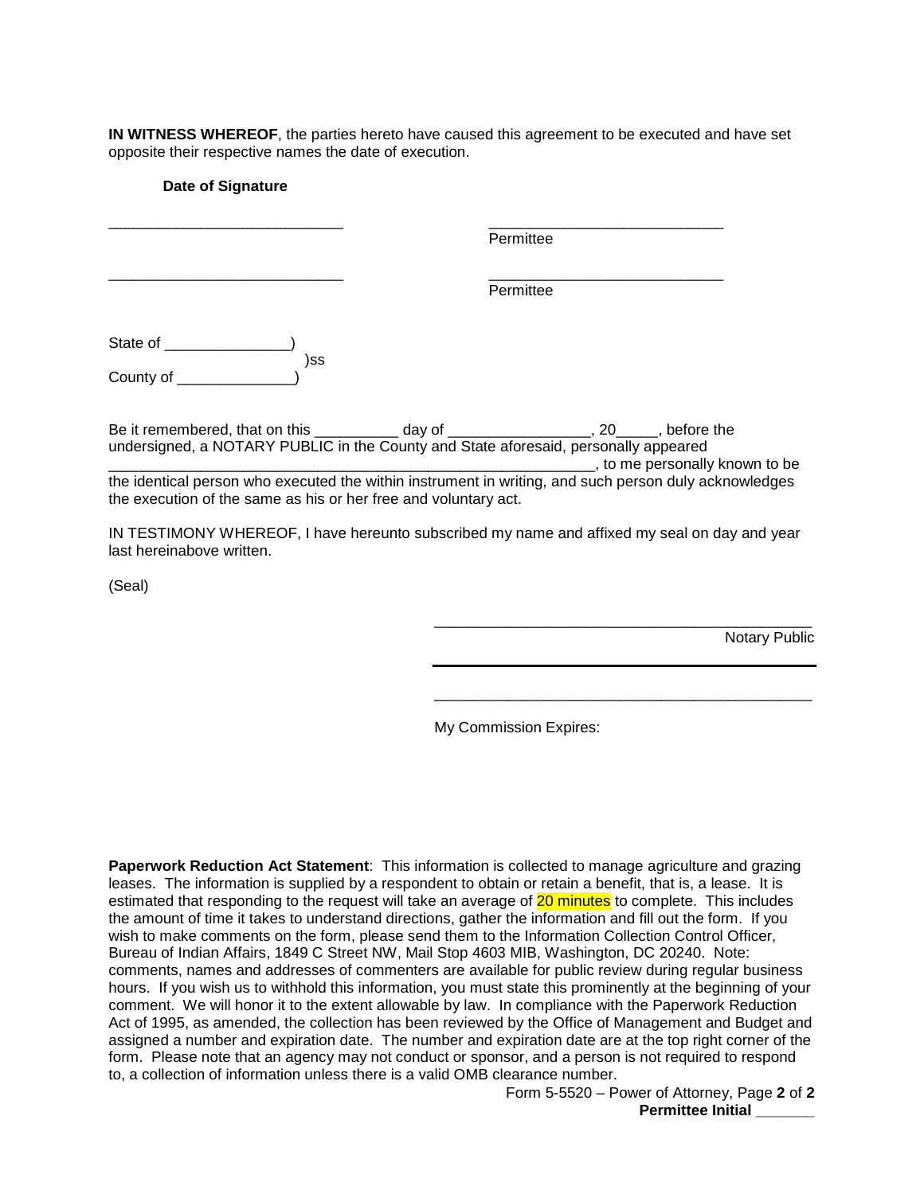**IN WITNESS WHEREOF**, the parties hereto have caused this agreement to be executed and have set opposite their respective names the date of execution.

**Date of Signature**

_____________________________ _____________________________
Permittee

_____________________________ _____________________________
Permittee

State of _______________)
)ss
County of ______________)

Be it remembered, that on this __________ day of ________________, 20_____, before the undersigned, a NOTARY PUBLIC in the County and State aforesaid, personally appeared _____________________________________________________________, to me personally known to be the identical person who executed the within instrument in writing, and such person duly acknowledges the execution of the same as his or her free and voluntary act.

IN TESTIMONY WHEREOF, I have hereunto subscribed my name and affixed my seal on day and year last hereinabove written.

(Seal)

_______________________________________________
Notary Public

_______________________________________________

My Commission Expires:

**Paperwork Reduction Act Statement**: This information is collected to manage agriculture and grazing leases. The information is supplied by a respondent to obtain or retain a benefit, that is, a lease. It is estimated that responding to the request will take an average of 20 minutes to complete. This includes the amount of time it takes to understand directions, gather the information and fill out the form. If you wish to make comments on the form, please send them to the Information Collection Control Officer, Bureau of Indian Affairs, 1849 C Street NW, Mail Stop 4603 MIB, Washington, DC 20240. Note: comments, names and addresses of commenters are available for public review during regular business hours. If you wish us to withhold this information, you must state this prominently at the beginning of your comment. We will honor it to the extent allowable by law. In compliance with the Paperwork Reduction Act of 1995, as amended, the collection has been reviewed by the Office of Management and Budget and assigned a number and expiration date. The number and expiration date are at the top right corner of the form. Please note that an agency may not conduct or sponsor, and a person is not required to respond to, a collection of information unless there is a valid OMB clearance number.

**Permittee Initial _______**